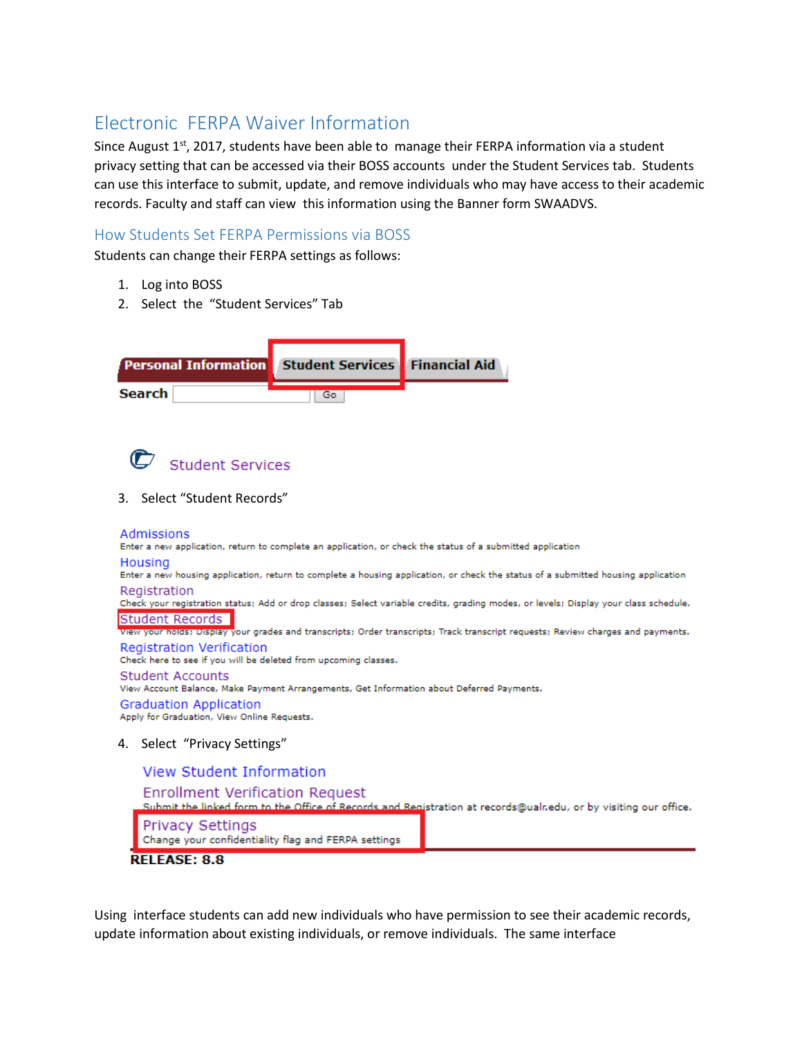# Electronic FERPA Waiver Information

Since August 1st, 2017, students have been able to manage their FERPA information via a student privacy setting that can be accessed via their BOSS accounts under the Student Services tab. Students can use this interface to submit, update, and remove individuals who may have access to their academic records. Faculty and staff can view this information using the Banner form SWAADVS.

## How Students Set FERPA Permissions via BOSS

Students can change their FERPA settings as follows:

1. Log into BOSS
2. Select the "Student Services" Tab

Personal Information | **Student Services** | Financial Aid

Search [ ] Go

Student Services

3. Select "Student Records"

Admissions
Enter a new application, return to complete an application, or check the status of a submitted application

Housing
Enter a new housing application, return to complete a housing application, or check the status of a submitted housing application

Registration
Check your registration status; Add or drop classes; Select variable credits, grading modes, or levels; Display your class schedule.

**Student Records**
View your holds; Display your grades and transcripts; Order transcripts; Track transcript requests; Review charges and payments.

Registration Verification
Check here to see if you will be deleted from upcoming classes.

Student Accounts
View Account Balance, Make Payment Arrangements, Get Information about Deferred Payments.

Graduation Application
Apply for Graduation, View Online Requests.

4. Select "Privacy Settings"

View Student Information

Enrollment Verification Request
Submit the linked form to the Office of Records and Registration at records@ualr.edu, or by visiting our office.

**Privacy Settings**
Change your confidentiality flag and FERPA settings

RELEASE: 8.8

Using interface students can add new individuals who have permission to see their academic records, update information about existing individuals, or remove individuals. The same interface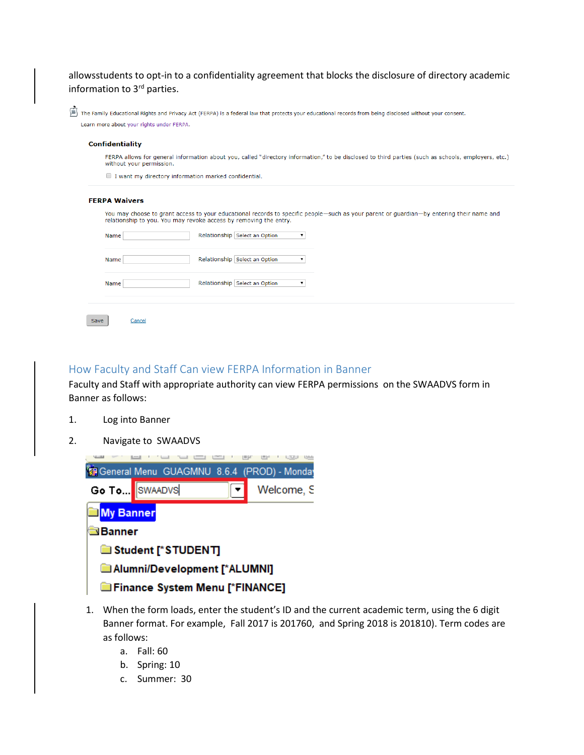allowsstudents to opt-in to a confidentiality agreement that blocks the disclosure of directory academic information to 3rd parties.

The Family Educational Rights and Privacy Act (FERPA) is a federal law that protects your educational records from being disclosed without your consent.

Learn more about your rights under FERPA.

**Confidentiality**

FERPA allows for general information about you, called "directory information," to be disclosed to third parties (such as schools, employers, etc.) without your permission.

☐ I want my directory information marked confidential.

**FERPA Waivers**

You may choose to grant access to your educational records to specific people—such as your parent or guardian—by entering their name and relationship to you. You may revoke access by removing the entry.

Name [ ] Relationship [Select an Option ▾]

Name [ ] Relationship [Select an Option ▾]

Name [ ] Relationship [Select an Option ▾]

[Save] Cancel

## How Faculty and Staff Can view FERPA Information in Banner

Faculty and Staff with appropriate authority can view FERPA permissions on the SWAADVS form in Banner as follows:

1. Log into Banner
2. Navigate to SWAADVS

General Menu GUAGMNU 8.6.4 (PROD) - Monda

Go To... SWAADVS ▾ Welcome, S

- My Banner
- Banner
  - Student [*STUDENT]
  - Alumni/Development [*ALUMNI]
  - Finance System Menu [*FINANCE]

1. When the form loads, enter the student's ID and the current academic term, using the 6 digit Banner format. For example, Fall 2017 is 201760, and Spring 2018 is 201810). Term codes are as follows:
   a. Fall: 60
   b. Spring: 10
   c. Summer: 30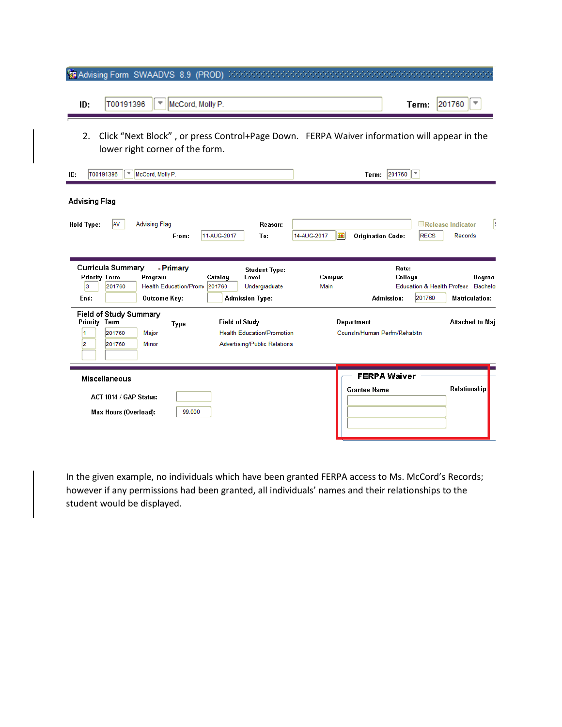Advising Form SWAADVS 8.9 (PROD)

ID: T00191396 McCord, Molly P. Term: 201760

2. Click "Next Block" , or press Control+Page Down. FERPA Waiver information will appear in the lower right corner of the form.

ID: T00191396 McCord, Molly P. Term: 201760

Advising Flag

Hold Type: AV Advising Flag Reason: Release Indicator

From: 11-AUG-2017 To: 14-AUG-2017 Origination Code: RECS Records

Curricula Summary - Primary

| Priority | Term | Program | Catalog | Student Type: Level | Campus | Rate: College | Degree |
|---|---|---|---|---|---|---|---|
| 3 | 201760 | Health Education/Prom | 201760 | Undergraduate | Main | Education & Health Profess | Bachelo |

End: Outcome Key: Admission Type: Admission: 201760 Matriculation:

Field of Study Summary

| Priority | Term | Type | Field of Study | Department | Attached to Maj |
|---|---|---|---|---|---|
| 1 | 201760 | Major | Health Education/Promotion | Counsln/Human Perfm/Rehabltn | |
| 2 | 201760 | Minor | Advertising/Public Relations | | |

Miscellaneous

ACT 1014 / GAP Status:

Max Hours (Overload): 99.000

FERPA Waiver

Grantee Name Relationship

In the given example, no individuals which have been granted FERPA access to Ms. McCord's Records; however if any permissions had been granted, all individuals' names and their relationships to the student would be displayed.